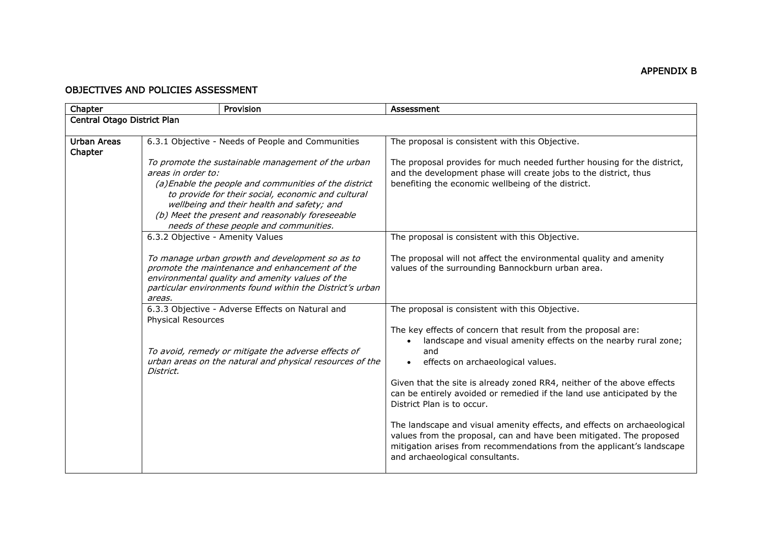APPENDIX B

## OBJECTIVES AND POLICIES ASSESSMENT

| Chapter | Provision | Assessment |
|---|---|---|
| **Central Otago District Plan** | | |
| **Urban Areas Chapter** | 6.3.1 Objective - Needs of People and Communities<br><br>*To promote the sustainable management of the urban areas in order to:*<br>*(a) Enable the people and communities of the district to provide for their social, economic and cultural wellbeing and their health and safety; and*<br>*(b) Meet the present and reasonably foreseeable needs of these people and communities.* | The proposal is consistent with this Objective.<br><br>The proposal provides for much needed further housing for the district, and the development phase will create jobs to the district, thus benefiting the economic wellbeing of the district. |
| | 6.3.2 Objective - Amenity Values<br><br>*To manage urban growth and development so as to promote the maintenance and enhancement of the environmental quality and amenity values of the particular environments found within the District's urban areas.* | The proposal is consistent with this Objective.<br><br>The proposal will not affect the environmental quality and amenity values of the surrounding Bannockburn urban area. |
| | 6.3.3 Objective - Adverse Effects on Natural and Physical Resources<br><br>*To avoid, remedy or mitigate the adverse effects of urban areas on the natural and physical resources of the District.* | The proposal is consistent with this Objective.<br><br>The key effects of concern that result from the proposal are:<br>• landscape and visual amenity effects on the nearby rural zone; and<br>• effects on archaeological values.<br><br>Given that the site is already zoned RR4, neither of the above effects can be entirely avoided or remedied if the land use anticipated by the District Plan is to occur.<br><br>The landscape and visual amenity effects, and effects on archaeological values from the proposal, can and have been mitigated. The proposed mitigation arises from recommendations from the applicant's landscape and archaeological consultants. |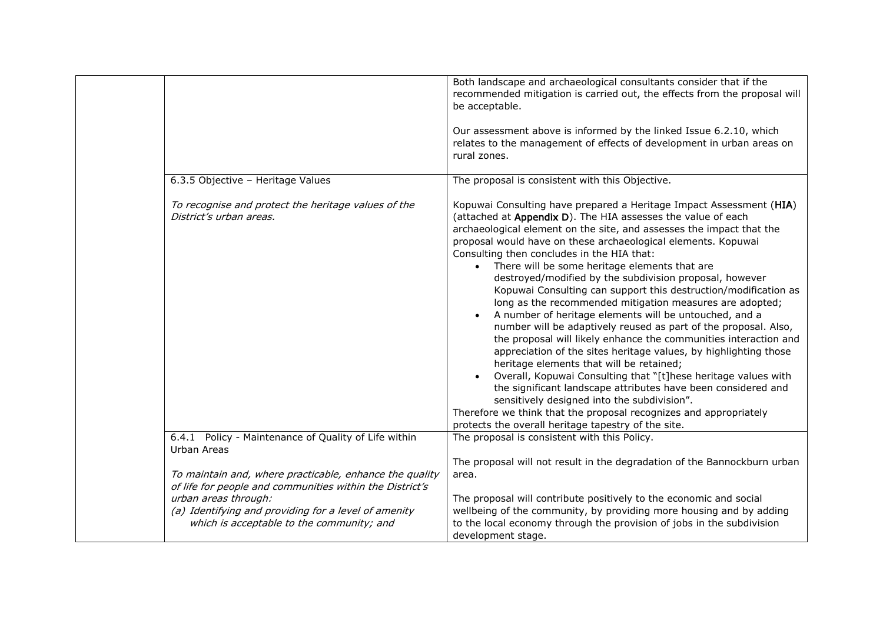| | | |
|---|---|---|
| | | Both landscape and archaeological consultants consider that if the recommended mitigation is carried out, the effects from the proposal will be acceptable.<br><br>Our assessment above is informed by the linked Issue 6.2.10, which relates to the management of effects of development in urban areas on rural zones. |
| | 6.3.5 Objective – Heritage Values<br><br>*To recognise and protect the heritage values of the District's urban areas.* | The proposal is consistent with this Objective.<br><br>Kopuwai Consulting have prepared a Heritage Impact Assessment (**HIA**) (attached at **Appendix D**). The HIA assesses the value of each archaeological element on the site, and assesses the impact that the proposal would have on these archaeological elements. Kopuwai Consulting then concludes in the HIA that:<br>• There will be some heritage elements that are destroyed/modified by the subdivision proposal, however Kopuwai Consulting can support this destruction/modification as long as the recommended mitigation measures are adopted;<br>• A number of heritage elements will be untouched, and a number will be adaptively reused as part of the proposal. Also, the proposal will likely enhance the communities interaction and appreciation of the sites heritage values, by highlighting those heritage elements that will be retained;<br>• Overall, Kopuwai Consulting that "[t]hese heritage values with the significant landscape attributes have been considered and sensitively designed into the subdivision".<br>Therefore we think that the proposal recognizes and appropriately protects the overall heritage tapestry of the site. |
| | 6.4.1 Policy - Maintenance of Quality of Life within Urban Areas<br><br>*To maintain and, where practicable, enhance the quality of life for people and communities within the District's urban areas through:*<br>*(a) Identifying and providing for a level of amenity which is acceptable to the community; and* | The proposal is consistent with this Policy.<br><br>The proposal will not result in the degradation of the Bannockburn urban area.<br><br>The proposal will contribute positively to the economic and social wellbeing of the community, by providing more housing and by adding to the local economy through the provision of jobs in the subdivision development stage. |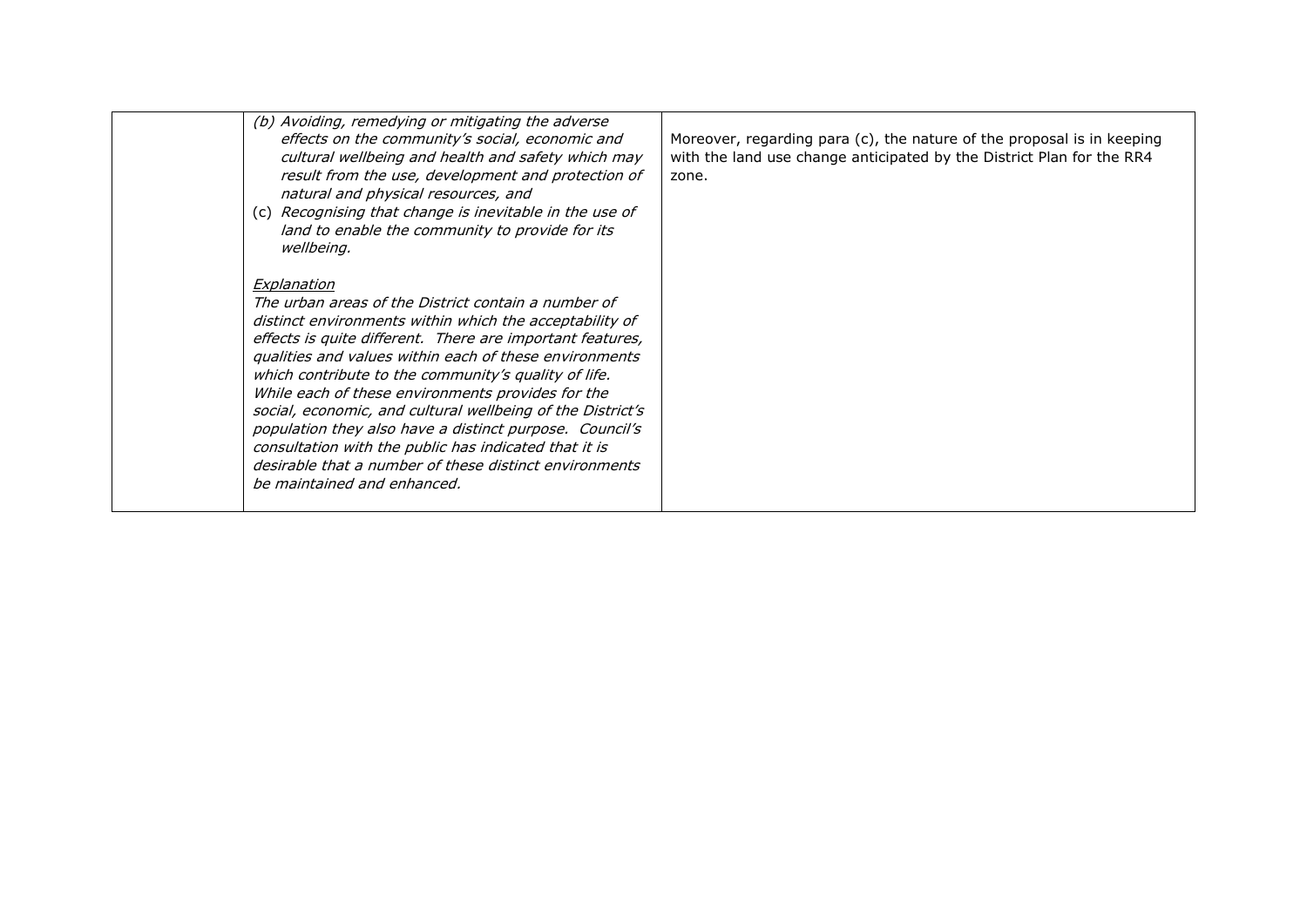| | | |
|---|---|---|
| | *(b) Avoiding, remedying or mitigating the adverse effects on the community's social, economic and cultural wellbeing and health and safety which may result from the use, development and protection of natural and physical resources, and*<br>(c) *Recognising that change is inevitable in the use of land to enable the community to provide for its wellbeing.*<br><br>*Explanation*<br>*The urban areas of the District contain a number of distinct environments within which the acceptability of effects is quite different. There are important features, qualities and values within each of these environments which contribute to the community's quality of life. While each of these environments provides for the social, economic, and cultural wellbeing of the District's population they also have a distinct purpose. Council's consultation with the public has indicated that it is desirable that a number of these distinct environments be maintained and enhanced.* | Moreover, regarding para (c), the nature of the proposal is in keeping with the land use change anticipated by the District Plan for the RR4 zone. |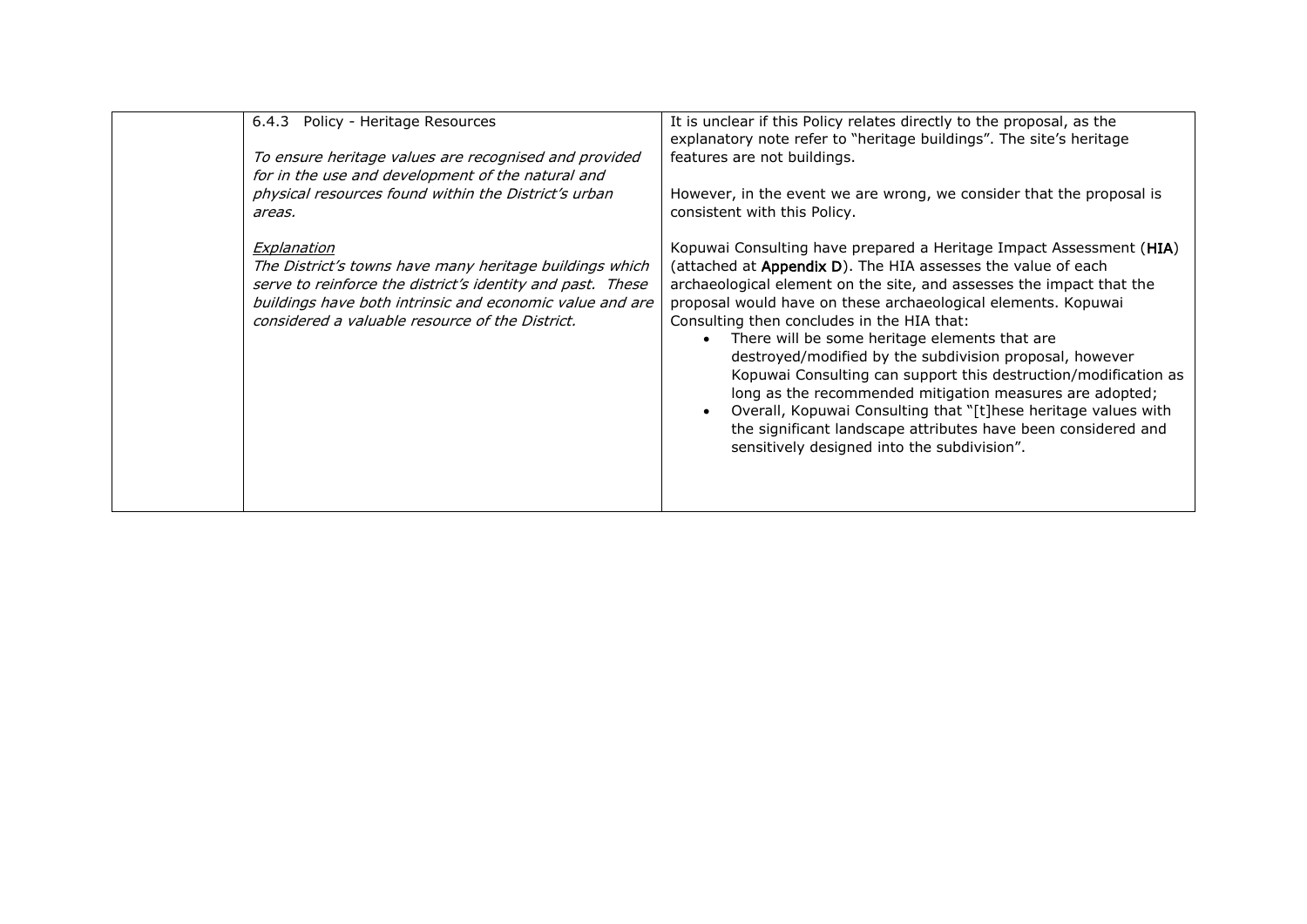|  | 6.4.3 Policy - Heritage Resources<br><br>*To ensure heritage values are recognised and provided for in the use and development of the natural and physical resources found within the District's urban areas.*<br><br>*<u>Explanation</u>*<br>*The District's towns have many heritage buildings which serve to reinforce the district's identity and past. These buildings have both intrinsic and economic value and are considered a valuable resource of the District.* | It is unclear if this Policy relates directly to the proposal, as the explanatory note refer to "heritage buildings". The site's heritage features are not buildings.<br><br>However, in the event we are wrong, we consider that the proposal is consistent with this Policy.<br><br>Kopuwai Consulting have prepared a Heritage Impact Assessment (**HIA**) (attached at **Appendix D**). The HIA assesses the value of each archaeological element on the site, and assesses the impact that the proposal would have on these archaeological elements. Kopuwai Consulting then concludes in the HIA that:<br>• There will be some heritage elements that are destroyed/modified by the subdivision proposal, however Kopuwai Consulting can support this destruction/modification as long as the recommended mitigation measures are adopted;<br>• Overall, Kopuwai Consulting that "[t]hese heritage values with the significant landscape attributes have been considered and sensitively designed into the subdivision". |
|---|---|---|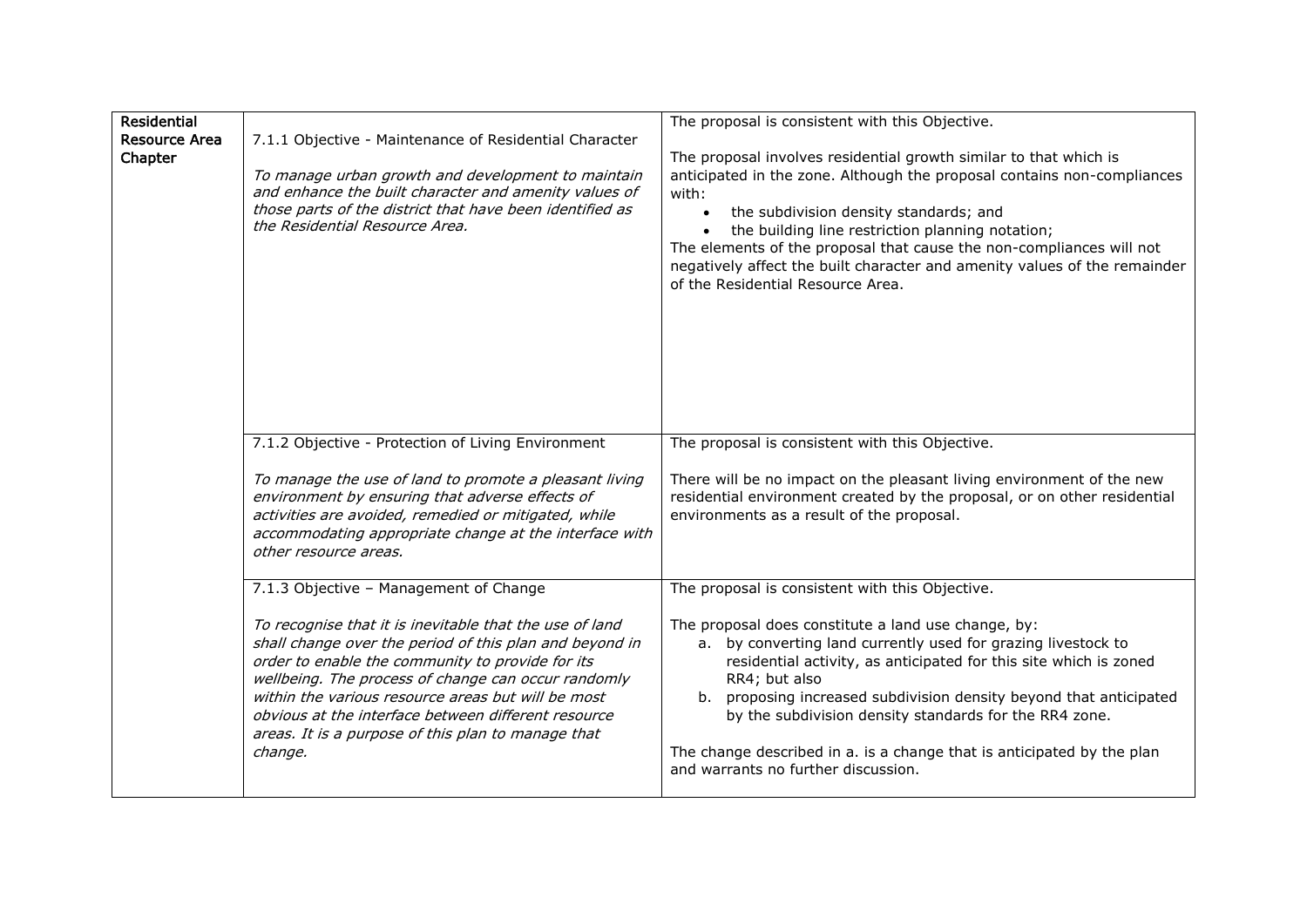| | | |
|---|---|---|
| **Residential Resource Area Chapter** | 7.1.1 Objective - Maintenance of Residential Character<br><br>*To manage urban growth and development to maintain and enhance the built character and amenity values of those parts of the district that have been identified as the Residential Resource Area.* | The proposal is consistent with this Objective.<br><br>The proposal involves residential growth similar to that which is anticipated in the zone. Although the proposal contains non-compliances with:<br>• the subdivision density standards; and<br>• the building line restriction planning notation;<br>The elements of the proposal that cause the non-compliances will not negatively affect the built character and amenity values of the remainder of the Residential Resource Area. |
| | 7.1.2 Objective - Protection of Living Environment<br><br>*To manage the use of land to promote a pleasant living environment by ensuring that adverse effects of activities are avoided, remedied or mitigated, while accommodating appropriate change at the interface with other resource areas.* | The proposal is consistent with this Objective.<br><br>There will be no impact on the pleasant living environment of the new residential environment created by the proposal, or on other residential environments as a result of the proposal. |
| | 7.1.3 Objective – Management of Change<br><br>*To recognise that it is inevitable that the use of land shall change over the period of this plan and beyond in order to enable the community to provide for its wellbeing. The process of change can occur randomly within the various resource areas but will be most obvious at the interface between different resource areas. It is a purpose of this plan to manage that change.* | The proposal is consistent with this Objective.<br><br>The proposal does constitute a land use change, by:<br>a. by converting land currently used for grazing livestock to residential activity, as anticipated for this site which is zoned RR4; but also<br>b. proposing increased subdivision density beyond that anticipated by the subdivision density standards for the RR4 zone.<br><br>The change described in a. is a change that is anticipated by the plan and warrants no further discussion. |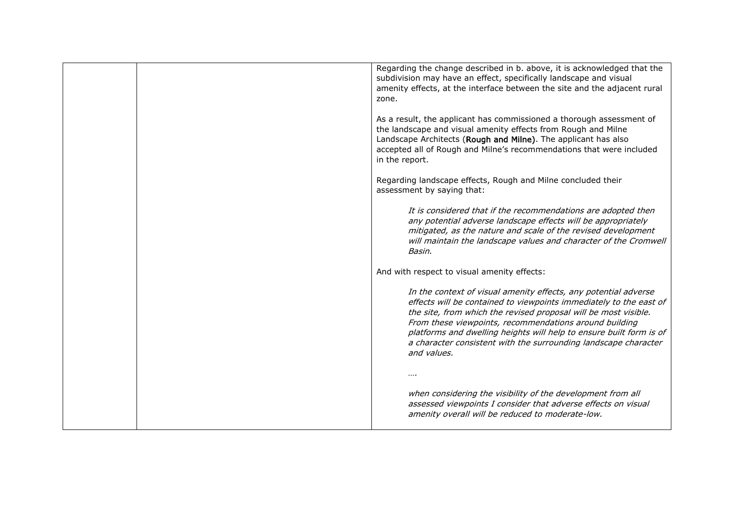| | | |
|---|---|---|
| | | Regarding the change described in b. above, it is acknowledged that the subdivision may have an effect, specifically landscape and visual amenity effects, at the interface between the site and the adjacent rural zone.<br><br>As a result, the applicant has commissioned a thorough assessment of the landscape and visual amenity effects from Rough and Milne Landscape Architects (**Rough and Milne**). The applicant has also accepted all of Rough and Milne's recommendations that were included in the report.<br><br>Regarding landscape effects, Rough and Milne concluded their assessment by saying that:<br><br>*It is considered that if the recommendations are adopted then any potential adverse landscape effects will be appropriately mitigated, as the nature and scale of the revised development will maintain the landscape values and character of the Cromwell Basin.*<br><br>And with respect to visual amenity effects:<br><br>*In the context of visual amenity effects, any potential adverse effects will be contained to viewpoints immediately to the east of the site, from which the revised proposal will be most visible. From these viewpoints, recommendations around building platforms and dwelling heights will help to ensure built form is of a character consistent with the surrounding landscape character and values.*<br><br>*….*<br><br>*when considering the visibility of the development from all assessed viewpoints I consider that adverse effects on visual amenity overall will be reduced to moderate-low.* |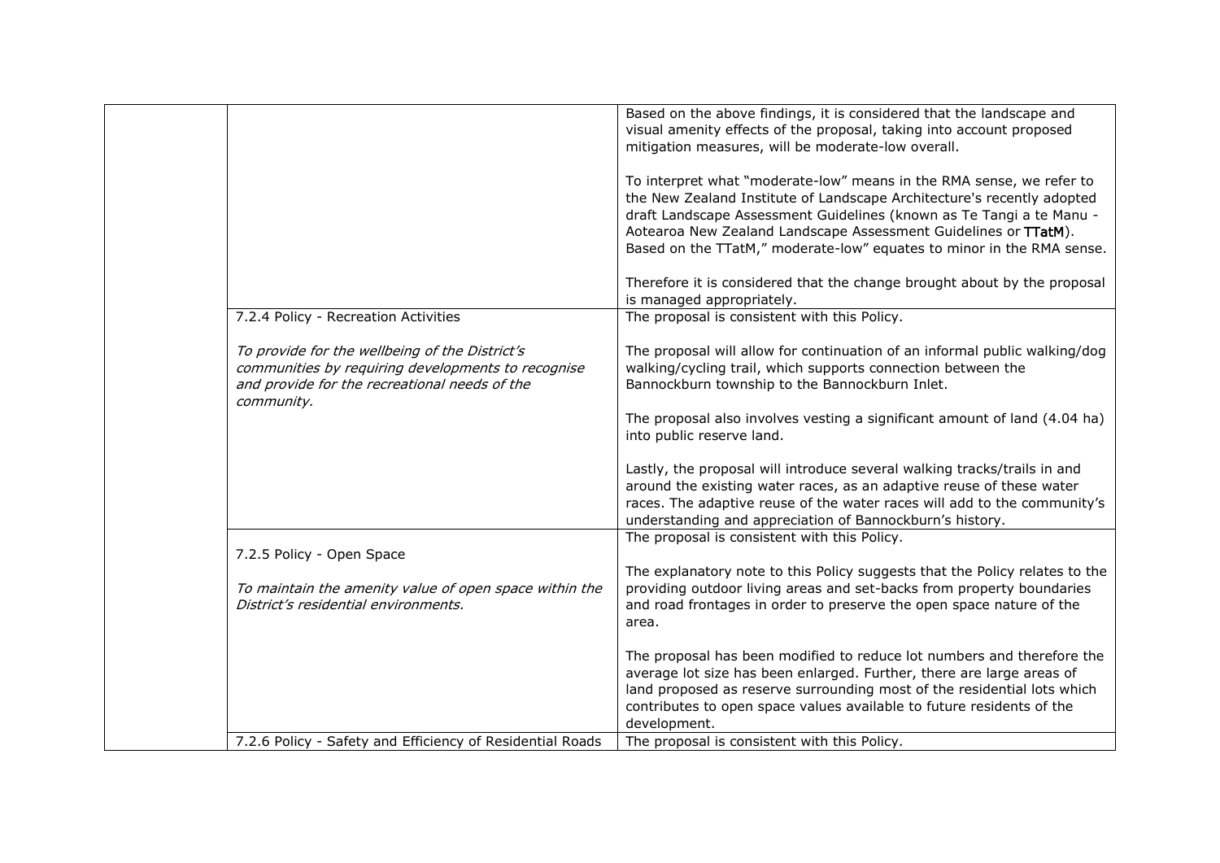| | | |
|---|---|---|
| | | Based on the above findings, it is considered that the landscape and visual amenity effects of the proposal, taking into account proposed mitigation measures, will be moderate-low overall.<br><br>To interpret what "moderate-low" means in the RMA sense, we refer to the New Zealand Institute of Landscape Architecture's recently adopted draft Landscape Assessment Guidelines (known as Te Tangi a te Manu - Aotearoa New Zealand Landscape Assessment Guidelines or **TTatM**). Based on the TTatM," moderate-low" equates to minor in the RMA sense.<br><br>Therefore it is considered that the change brought about by the proposal is managed appropriately. |
| | 7.2.4 Policy - Recreation Activities<br><br>*To provide for the wellbeing of the District's communities by requiring developments to recognise and provide for the recreational needs of the community.* | The proposal is consistent with this Policy.<br><br>The proposal will allow for continuation of an informal public walking/dog walking/cycling trail, which supports connection between the Bannockburn township to the Bannockburn Inlet.<br><br>The proposal also involves vesting a significant amount of land (4.04 ha) into public reserve land.<br><br>Lastly, the proposal will introduce several walking tracks/trails in and around the existing water races, as an adaptive reuse of these water races. The adaptive reuse of the water races will add to the community's understanding and appreciation of Bannockburn's history. |
| | 7.2.5 Policy - Open Space<br><br>*To maintain the amenity value of open space within the District's residential environments.* | The proposal is consistent with this Policy.<br><br>The explanatory note to this Policy suggests that the Policy relates to the providing outdoor living areas and set-backs from property boundaries and road frontages in order to preserve the open space nature of the area.<br><br>The proposal has been modified to reduce lot numbers and therefore the average lot size has been enlarged. Further, there are large areas of land proposed as reserve surrounding most of the residential lots which contributes to open space values available to future residents of the development. |
| | 7.2.6 Policy - Safety and Efficiency of Residential Roads | The proposal is consistent with this Policy. |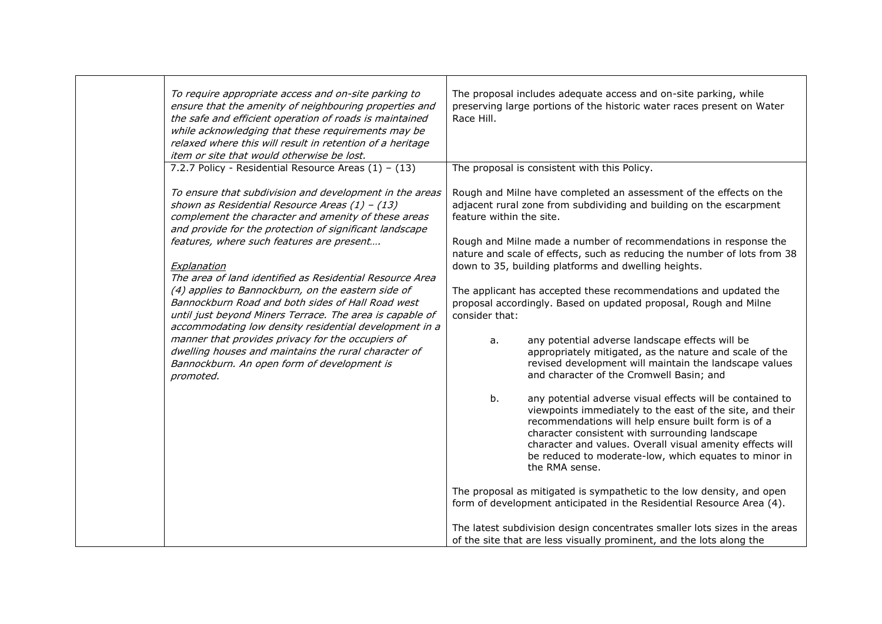| | | |
|---|---|---|
| | *To require appropriate access and on-site parking to ensure that the amenity of neighbouring properties and the safe and efficient operation of roads is maintained while acknowledging that these requirements may be relaxed where this will result in retention of a heritage item or site that would otherwise be lost.* | The proposal includes adequate access and on-site parking, while preserving large portions of the historic water races present on Water Race Hill. |
| | 7.2.7 Policy - Residential Resource Areas (1) – (13)<br><br>*To ensure that subdivision and development in the areas shown as Residential Resource Areas (1) – (13) complement the character and amenity of these areas and provide for the protection of significant landscape features, where such features are present….*<br><br>*Explanation*<br>*The area of land identified as Residential Resource Area (4) applies to Bannockburn, on the eastern side of Bannockburn Road and both sides of Hall Road west until just beyond Miners Terrace. The area is capable of accommodating low density residential development in a manner that provides privacy for the occupiers of dwelling houses and maintains the rural character of Bannockburn. An open form of development is promoted.* | The proposal is consistent with this Policy.<br><br>Rough and Milne have completed an assessment of the effects on the adjacent rural zone from subdividing and building on the escarpment feature within the site.<br><br>Rough and Milne made a number of recommendations in response the nature and scale of effects, such as reducing the number of lots from 38 down to 35, building platforms and dwelling heights.<br><br>The applicant has accepted these recommendations and updated the proposal accordingly. Based on updated proposal, Rough and Milne consider that:<br><br>a. any potential adverse landscape effects will be appropriately mitigated, as the nature and scale of the revised development will maintain the landscape values and character of the Cromwell Basin; and<br><br>b. any potential adverse visual effects will be contained to viewpoints immediately to the east of the site, and their recommendations will help ensure built form is of a character consistent with surrounding landscape character and values. Overall visual amenity effects will be reduced to moderate-low, which equates to minor in the RMA sense.<br><br>The proposal as mitigated is sympathetic to the low density, and open form of development anticipated in the Residential Resource Area (4).<br><br>The latest subdivision design concentrates smaller lots sizes in the areas of the site that are less visually prominent, and the lots along the |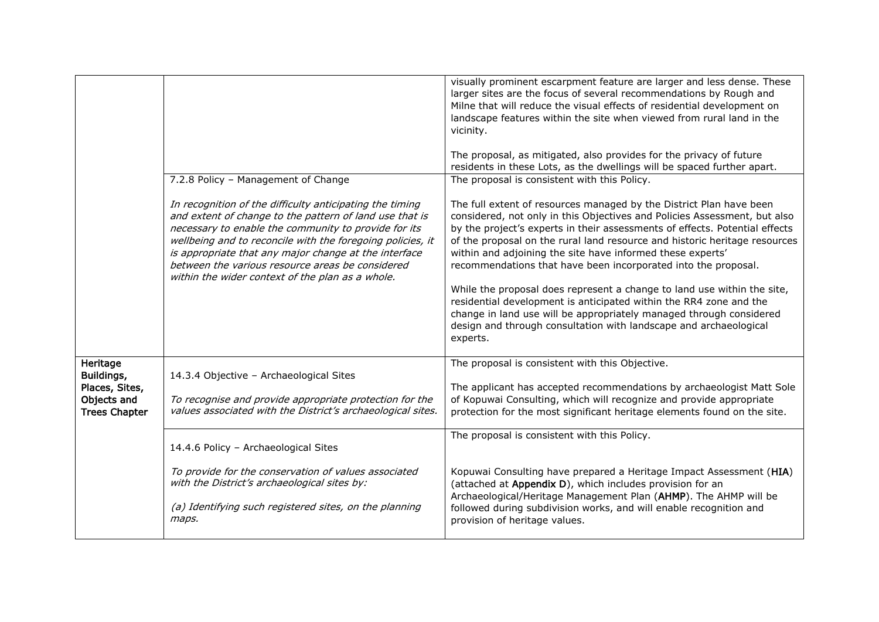| | | |
|---|---|---|
| | | visually prominent escarpment feature are larger and less dense. These larger sites are the focus of several recommendations by Rough and Milne that will reduce the visual effects of residential development on landscape features within the site when viewed from rural land in the vicinity.<br><br>The proposal, as mitigated, also provides for the privacy of future residents in these Lots, as the dwellings will be spaced further apart. |
| | 7.2.8 Policy – Management of Change<br><br>*In recognition of the difficulty anticipating the timing and extent of change to the pattern of land use that is necessary to enable the community to provide for its wellbeing and to reconcile with the foregoing policies, it is appropriate that any major change at the interface between the various resource areas be considered within the wider context of the plan as a whole.* | The proposal is consistent with this Policy.<br><br>The full extent of resources managed by the District Plan have been considered, not only in this Objectives and Policies Assessment, but also by the project's experts in their assessments of effects. Potential effects of the proposal on the rural land resource and historic heritage resources within and adjoining the site have informed these experts' recommendations that have been incorporated into the proposal.<br><br>While the proposal does represent a change to land use within the site, residential development is anticipated within the RR4 zone and the change in land use will be appropriately managed through considered design and through consultation with landscape and archaeological experts. |
| **Heritage Buildings, Places, Sites, Objects and Trees Chapter** | 14.3.4 Objective – Archaeological Sites<br><br>*To recognise and provide appropriate protection for the values associated with the District's archaeological sites.* | The proposal is consistent with this Objective.<br><br>The applicant has accepted recommendations by archaeologist Matt Sole of Kopuwai Consulting, which will recognize and provide appropriate protection for the most significant heritage elements found on the site. |
| | 14.4.6 Policy – Archaeological Sites<br><br>*To provide for the conservation of values associated with the District's archaeological sites by:*<br><br>*(a) Identifying such registered sites, on the planning maps.* | The proposal is consistent with this Policy.<br><br>Kopuwai Consulting have prepared a Heritage Impact Assessment (**HIA**) (attached at **Appendix D**), which includes provision for an Archaeological/Heritage Management Plan (**AHMP**). The AHMP will be followed during subdivision works, and will enable recognition and provision of heritage values. |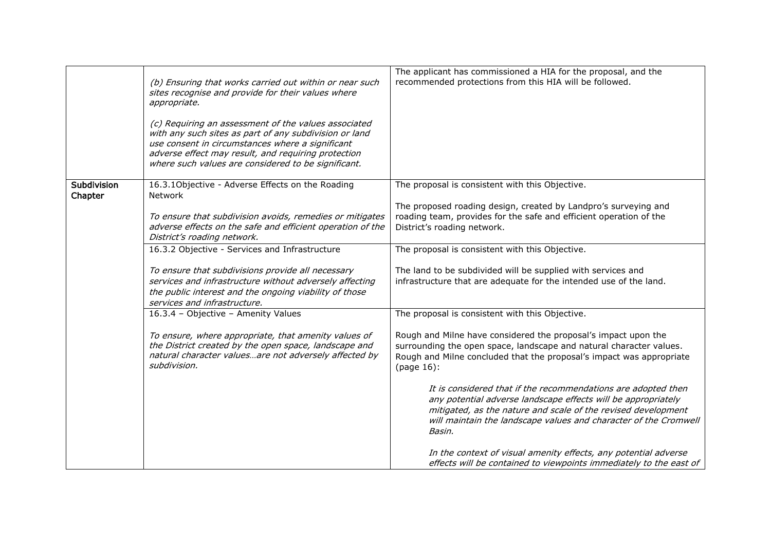| | | |
|---|---|---|
| | *(b) Ensuring that works carried out within or near such sites recognise and provide for their values where appropriate.*<br><br>*(c) Requiring an assessment of the values associated with any such sites as part of any subdivision or land use consent in circumstances where a significant adverse effect may result, and requiring protection where such values are considered to be significant.* | The applicant has commissioned a HIA for the proposal, and the recommended protections from this HIA will be followed. |
| **Subdivision Chapter** | 16.3.1Objective - Adverse Effects on the Roading Network<br><br>*To ensure that subdivision avoids, remedies or mitigates adverse effects on the safe and efficient operation of the District's roading network.* | The proposal is consistent with this Objective.<br><br>The proposed roading design, created by Landpro's surveying and roading team, provides for the safe and efficient operation of the District's roading network. |
| | 16.3.2 Objective - Services and Infrastructure<br><br>*To ensure that subdivisions provide all necessary services and infrastructure without adversely affecting the public interest and the ongoing viability of those services and infrastructure.* | The proposal is consistent with this Objective.<br><br>The land to be subdivided will be supplied with services and infrastructure that are adequate for the intended use of the land. |
| | 16.3.4 – Objective – Amenity Values<br><br>*To ensure, where appropriate, that amenity values of the District created by the open space, landscape and natural character values…are not adversely affected by subdivision.* | The proposal is consistent with this Objective.<br><br>Rough and Milne have considered the proposal's impact upon the surrounding the open space, landscape and natural character values. Rough and Milne concluded that the proposal's impact was appropriate (page 16):<br><br>*It is considered that if the recommendations are adopted then any potential adverse landscape effects will be appropriately mitigated, as the nature and scale of the revised development will maintain the landscape values and character of the Cromwell Basin.*<br><br>*In the context of visual amenity effects, any potential adverse effects will be contained to viewpoints immediately to the east of* |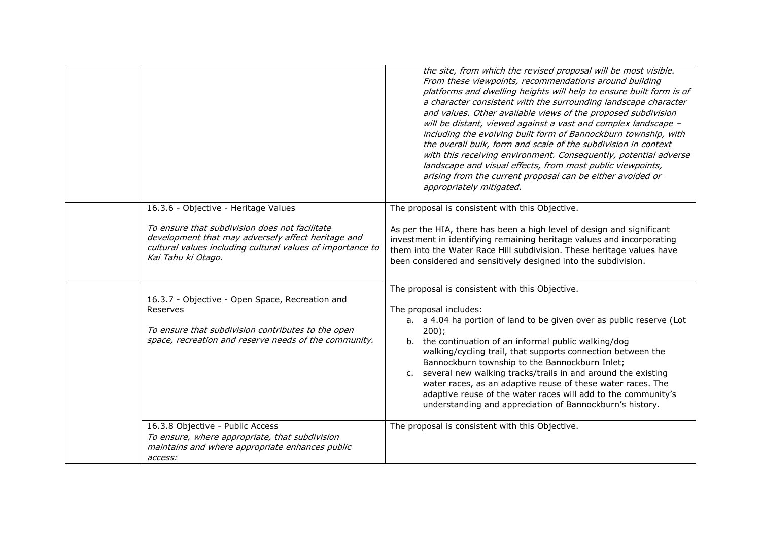| | | |
|---|---|---|
| | | *the site, from which the revised proposal will be most visible. From these viewpoints, recommendations around building platforms and dwelling heights will help to ensure built form is of a character consistent with the surrounding landscape character and values. Other available views of the proposed subdivision will be distant, viewed against a vast and complex landscape – including the evolving built form of Bannockburn township, with the overall bulk, form and scale of the subdivision in context with this receiving environment. Consequently, potential adverse landscape and visual effects, from most public viewpoints, arising from the current proposal can be either avoided or appropriately mitigated.* |
| | 16.3.6 - Objective - Heritage Values<br><br>*To ensure that subdivision does not facilitate development that may adversely affect heritage and cultural values including cultural values of importance to Kai Tahu ki Otago.* | The proposal is consistent with this Objective.<br><br>As per the HIA, there has been a high level of design and significant investment in identifying remaining heritage values and incorporating them into the Water Race Hill subdivision. These heritage values have been considered and sensitively designed into the subdivision. |
| | 16.3.7 - Objective - Open Space, Recreation and Reserves<br><br>*To ensure that subdivision contributes to the open space, recreation and reserve needs of the community.* | The proposal is consistent with this Objective.<br><br>The proposal includes:<br>a. a 4.04 ha portion of land to be given over as public reserve (Lot 200);<br>b. the continuation of an informal public walking/dog walking/cycling trail, that supports connection between the Bannockburn township to the Bannockburn Inlet;<br>c. several new walking tracks/trails in and around the existing water races, as an adaptive reuse of these water races. The adaptive reuse of the water races will add to the community's understanding and appreciation of Bannockburn's history. |
| | 16.3.8 Objective - Public Access<br>*To ensure, where appropriate, that subdivision maintains and where appropriate enhances public access:* | The proposal is consistent with this Objective. |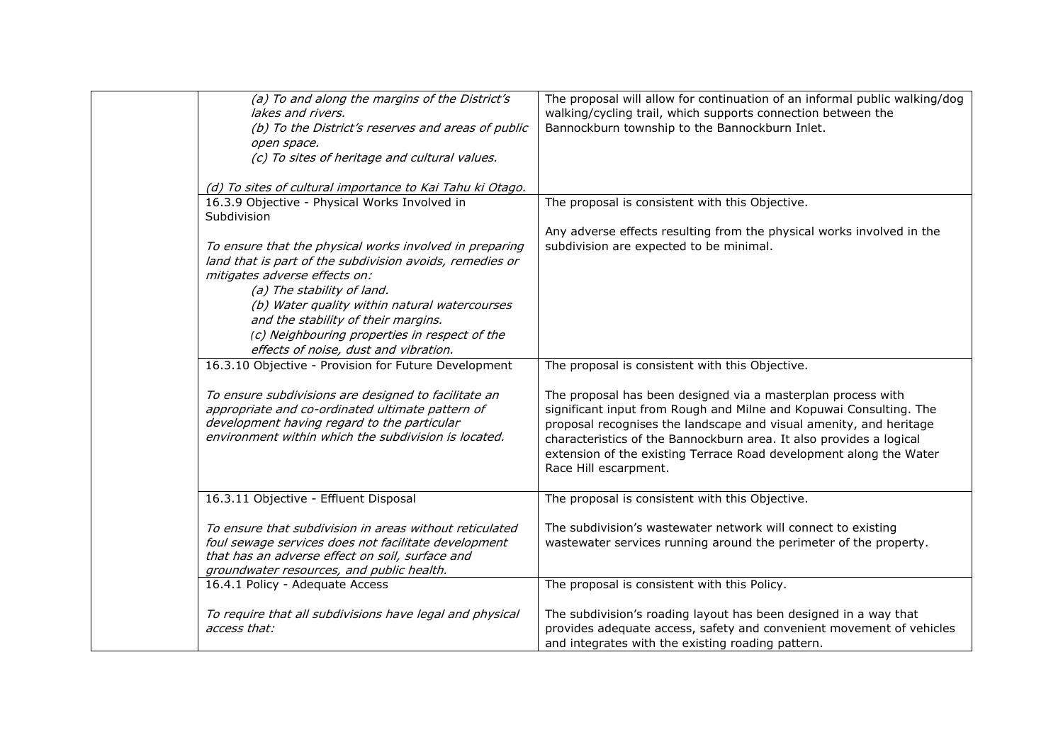| | | |
|---|---|---|
| | *(a) To and along the margins of the District's lakes and rivers.*<br>*(b) To the District's reserves and areas of public open space.*<br>*(c) To sites of heritage and cultural values.*<br><br>*(d) To sites of cultural importance to Kai Tahu ki Otago.* | The proposal will allow for continuation of an informal public walking/dog walking/cycling trail, which supports connection between the Bannockburn township to the Bannockburn Inlet. |
| | 16.3.9 Objective - Physical Works Involved in Subdivision<br><br>*To ensure that the physical works involved in preparing land that is part of the subdivision avoids, remedies or mitigates adverse effects on:*<br>*(a) The stability of land.*<br>*(b) Water quality within natural watercourses and the stability of their margins.*<br>*(c) Neighbouring properties in respect of the effects of noise, dust and vibration.* | The proposal is consistent with this Objective.<br><br>Any adverse effects resulting from the physical works involved in the subdivision are expected to be minimal. |
| | 16.3.10 Objective - Provision for Future Development<br><br>*To ensure subdivisions are designed to facilitate an appropriate and co-ordinated ultimate pattern of development having regard to the particular environment within which the subdivision is located.* | The proposal is consistent with this Objective.<br><br>The proposal has been designed via a masterplan process with significant input from Rough and Milne and Kopuwai Consulting. The proposal recognises the landscape and visual amenity, and heritage characteristics of the Bannockburn area. It also provides a logical extension of the existing Terrace Road development along the Water Race Hill escarpment. |
| | 16.3.11 Objective - Effluent Disposal<br><br>*To ensure that subdivision in areas without reticulated foul sewage services does not facilitate development that has an adverse effect on soil, surface and groundwater resources, and public health.* | The proposal is consistent with this Objective.<br><br>The subdivision's wastewater network will connect to existing wastewater services running around the perimeter of the property. |
| | 16.4.1 Policy - Adequate Access<br><br>*To require that all subdivisions have legal and physical access that:* | The proposal is consistent with this Policy.<br><br>The subdivision's roading layout has been designed in a way that provides adequate access, safety and convenient movement of vehicles and integrates with the existing roading pattern. |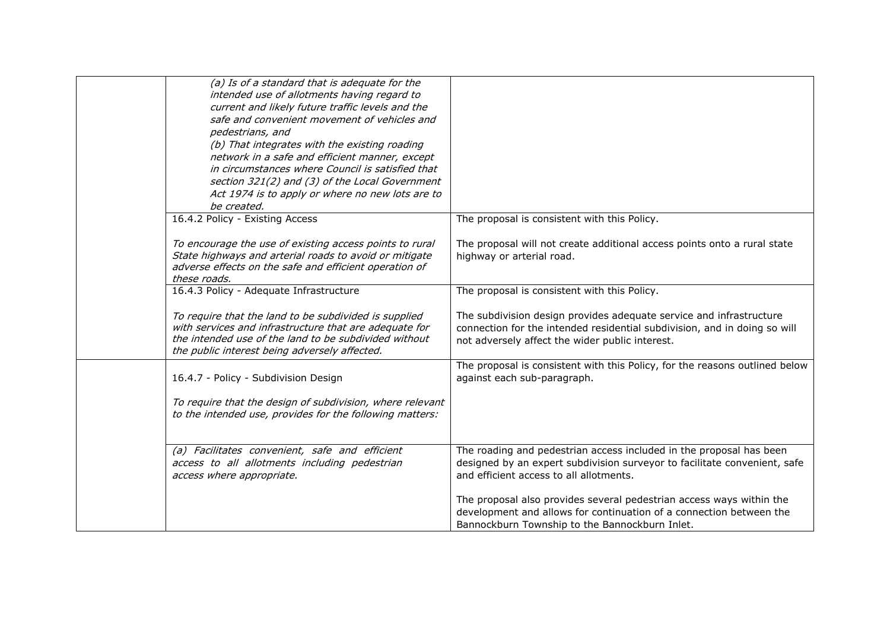|  |  |  |
|---|---|---|
|  | *(a) Is of a standard that is adequate for the intended use of allotments having regard to current and likely future traffic levels and the safe and convenient movement of vehicles and pedestrians, and*<br>*(b) That integrates with the existing roading network in a safe and efficient manner, except in circumstances where Council is satisfied that section 321(2) and (3) of the Local Government Act 1974 is to apply or where no new lots are to be created.* |  |
|  | 16.4.2 Policy - Existing Access<br><br>*To encourage the use of existing access points to rural State highways and arterial roads to avoid or mitigate adverse effects on the safe and efficient operation of these roads.* | The proposal is consistent with this Policy.<br><br>The proposal will not create additional access points onto a rural state highway or arterial road. |
|  | 16.4.3 Policy - Adequate Infrastructure<br><br>*To require that the land to be subdivided is supplied with services and infrastructure that are adequate for the intended use of the land to be subdivided without the public interest being adversely affected.* | The proposal is consistent with this Policy.<br><br>The subdivision design provides adequate service and infrastructure connection for the intended residential subdivision, and in doing so will not adversely affect the wider public interest. |
|  | 16.4.7 - Policy - Subdivision Design<br><br>*To require that the design of subdivision, where relevant to the intended use, provides for the following matters:* | The proposal is consistent with this Policy, for the reasons outlined below against each sub-paragraph. |
|  | *(a) Facilitates convenient, safe and efficient access to all allotments including pedestrian access where appropriate.* | The roading and pedestrian access included in the proposal has been designed by an expert subdivision surveyor to facilitate convenient, safe and efficient access to all allotments.<br><br>The proposal also provides several pedestrian access ways within the development and allows for continuation of a connection between the Bannockburn Township to the Bannockburn Inlet. |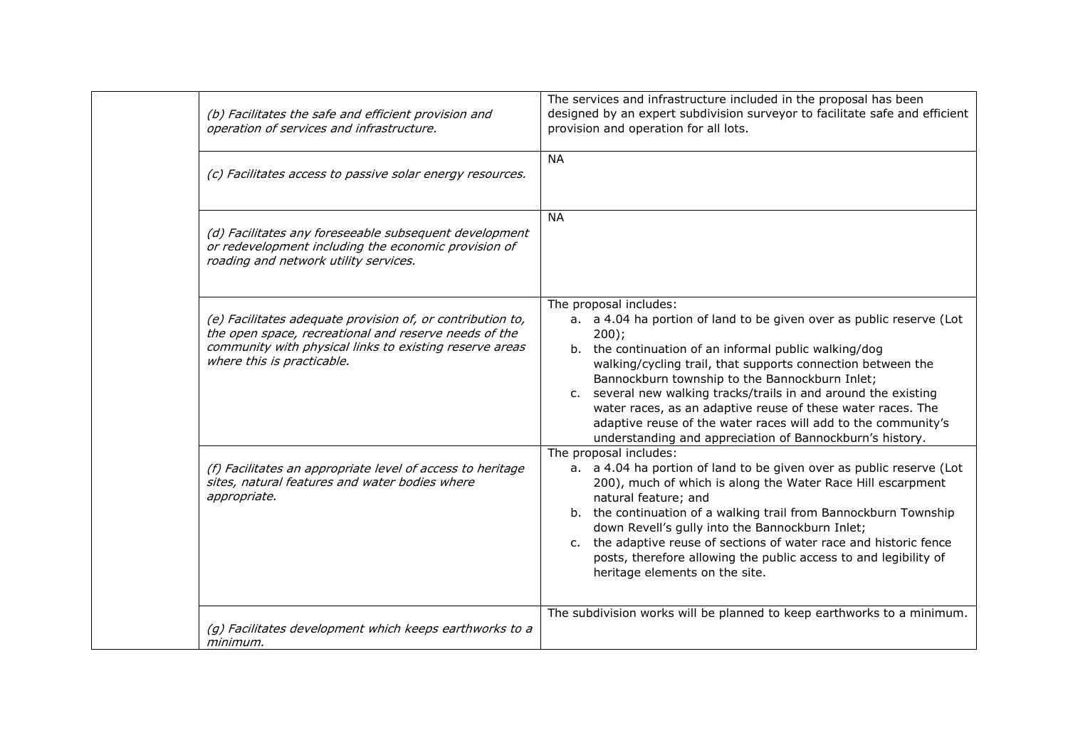| | | |
|---|---|---|
| | *(b) Facilitates the safe and efficient provision and operation of services and infrastructure.* | The services and infrastructure included in the proposal has been designed by an expert subdivision surveyor to facilitate safe and efficient provision and operation for all lots. |
| | *(c) Facilitates access to passive solar energy resources.* | NA |
| | *(d) Facilitates any foreseeable subsequent development or redevelopment including the economic provision of roading and network utility services.* | NA |
| | *(e) Facilitates adequate provision of, or contribution to, the open space, recreational and reserve needs of the community with physical links to existing reserve areas where this is practicable.* | The proposal includes:<br>a. a 4.04 ha portion of land to be given over as public reserve (Lot 200);<br>b. the continuation of an informal public walking/dog walking/cycling trail, that supports connection between the Bannockburn township to the Bannockburn Inlet;<br>c. several new walking tracks/trails in and around the existing water races, as an adaptive reuse of these water races. The adaptive reuse of the water races will add to the community's understanding and appreciation of Bannockburn's history. |
| | *(f) Facilitates an appropriate level of access to heritage sites, natural features and water bodies where appropriate.* | The proposal includes:<br>a. a 4.04 ha portion of land to be given over as public reserve (Lot 200), much of which is along the Water Race Hill escarpment natural feature; and<br>b. the continuation of a walking trail from Bannockburn Township down Revell's gully into the Bannockburn Inlet;<br>c. the adaptive reuse of sections of water race and historic fence posts, therefore allowing the public access to and legibility of heritage elements on the site. |
| | *(g) Facilitates development which keeps earthworks to a minimum.* | The subdivision works will be planned to keep earthworks to a minimum. |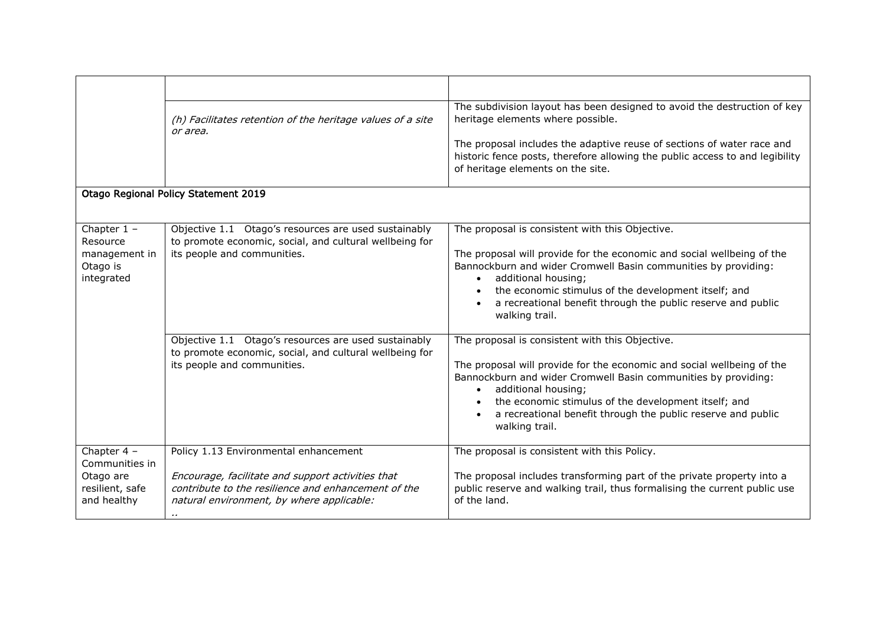| | | |
|---|---|---|
| | | |
| | *(h) Facilitates retention of the heritage values of a site or area.* | The subdivision layout has been designed to avoid the destruction of key heritage elements where possible.<br><br>The proposal includes the adaptive reuse of sections of water race and historic fence posts, therefore allowing the public access to and legibility of heritage elements on the site. |
| Otago Regional Policy Statement 2019 | | |
| Chapter 1 – Resource management in Otago is integrated | Objective 1.1 Otago's resources are used sustainably to promote economic, social, and cultural wellbeing for its people and communities. | The proposal is consistent with this Objective.<br><br>The proposal will provide for the economic and social wellbeing of the Bannockburn and wider Cromwell Basin communities by providing:<br>• additional housing;<br>• the economic stimulus of the development itself; and<br>• a recreational benefit through the public reserve and public walking trail. |
| | Objective 1.1 Otago's resources are used sustainably to promote economic, social, and cultural wellbeing for its people and communities. | The proposal is consistent with this Objective.<br><br>The proposal will provide for the economic and social wellbeing of the Bannockburn and wider Cromwell Basin communities by providing:<br>• additional housing;<br>• the economic stimulus of the development itself; and<br>• a recreational benefit through the public reserve and public walking trail. |
| Chapter 4 – Communities in Otago are resilient, safe and healthy | Policy 1.13 Environmental enhancement<br><br>*Encourage, facilitate and support activities that contribute to the resilience and enhancement of the natural environment, by where applicable:*<br>.. | The proposal is consistent with this Policy.<br><br>The proposal includes transforming part of the private property into a public reserve and walking trail, thus formalising the current public use of the land. |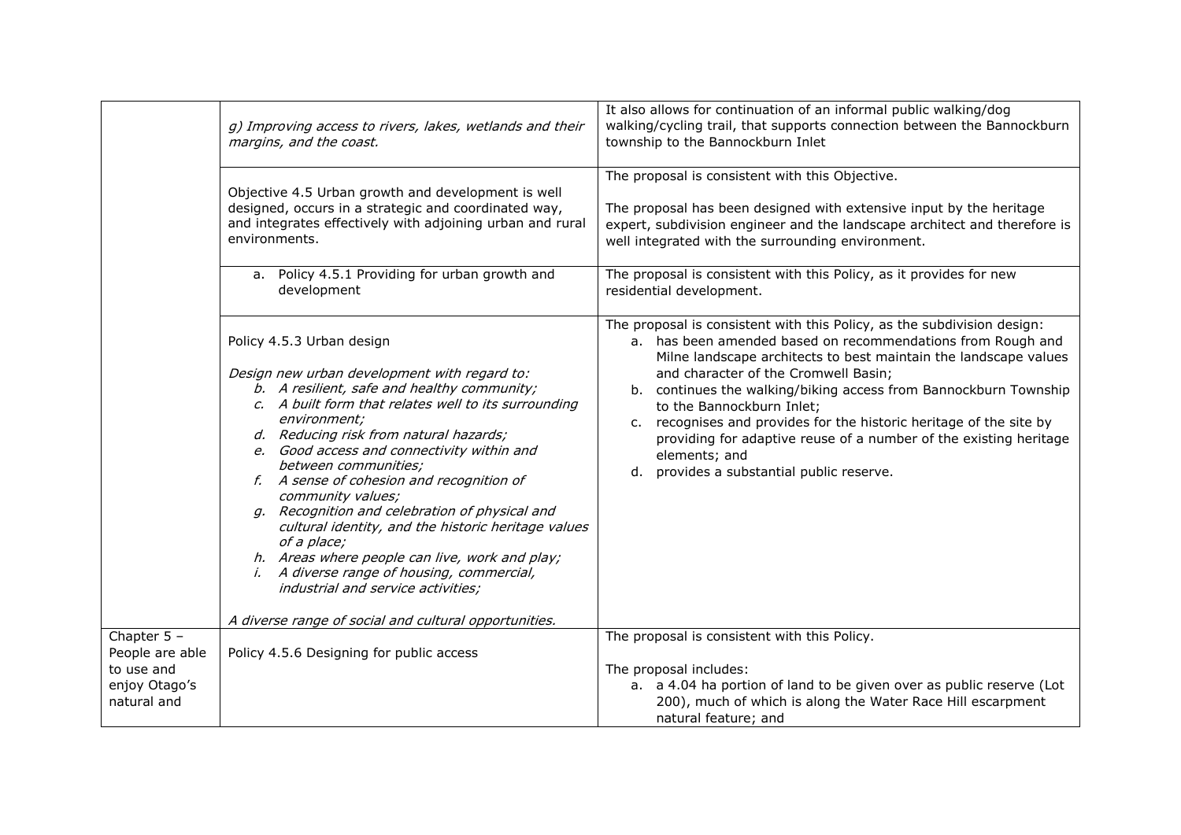|  |  |  |
|---|---|---|
|  | *g) Improving access to rivers, lakes, wetlands and their margins, and the coast.* | It also allows for continuation of an informal public walking/dog walking/cycling trail, that supports connection between the Bannockburn township to the Bannockburn Inlet |
|  | Objective 4.5 Urban growth and development is well designed, occurs in a strategic and coordinated way, and integrates effectively with adjoining urban and rural environments. | The proposal is consistent with this Objective.<br><br>The proposal has been designed with extensive input by the heritage expert, subdivision engineer and the landscape architect and therefore is well integrated with the surrounding environment. |
|  | a. Policy 4.5.1 Providing for urban growth and development | The proposal is consistent with this Policy, as it provides for new residential development. |
|  | Policy 4.5.3 Urban design<br><br>*Design new urban development with regard to:*<br>*b. A resilient, safe and healthy community;*<br>*c. A built form that relates well to its surrounding environment;*<br>*d. Reducing risk from natural hazards;*<br>*e. Good access and connectivity within and between communities;*<br>*f. A sense of cohesion and recognition of community values;*<br>*g. Recognition and celebration of physical and cultural identity, and the historic heritage values of a place;*<br>*h. Areas where people can live, work and play;*<br>*i. A diverse range of housing, commercial, industrial and service activities;*<br><br>*A diverse range of social and cultural opportunities.* | The proposal is consistent with this Policy, as the subdivision design:<br>a. has been amended based on recommendations from Rough and Milne landscape architects to best maintain the landscape values and character of the Cromwell Basin;<br>b. continues the walking/biking access from Bannockburn Township to the Bannockburn Inlet;<br>c. recognises and provides for the historic heritage of the site by providing for adaptive reuse of a number of the existing heritage elements; and<br>d. provides a substantial public reserve. |
| Chapter 5 – People are able to use and enjoy Otago's natural and | Policy 4.5.6 Designing for public access | The proposal is consistent with this Policy.<br><br>The proposal includes:<br>a. a 4.04 ha portion of land to be given over as public reserve (Lot 200), much of which is along the Water Race Hill escarpment natural feature; and |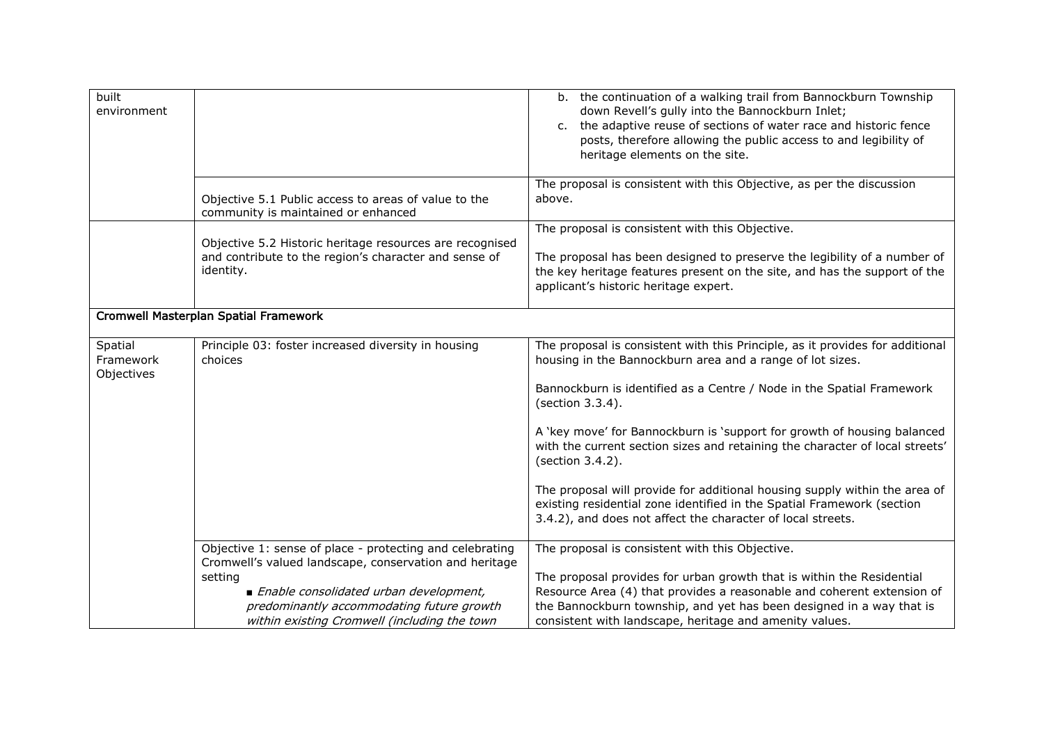| | | |
|---|---|---|
| built environment | | b. the continuation of a walking trail from Bannockburn Township down Revell's gully into the Bannockburn Inlet;<br>c. the adaptive reuse of sections of water race and historic fence posts, therefore allowing the public access to and legibility of heritage elements on the site. |
| | Objective 5.1 Public access to areas of value to the community is maintained or enhanced | The proposal is consistent with this Objective, as per the discussion above. |
| | Objective 5.2 Historic heritage resources are recognised and contribute to the region's character and sense of identity. | The proposal is consistent with this Objective.<br><br>The proposal has been designed to preserve the legibility of a number of the key heritage features present on the site, and has the support of the applicant's historic heritage expert. |
| **Cromwell Masterplan Spatial Framework** | | |
| Spatial Framework Objectives | Principle 03: foster increased diversity in housing choices | The proposal is consistent with this Principle, as it provides for additional housing in the Bannockburn area and a range of lot sizes.<br><br>Bannockburn is identified as a Centre / Node in the Spatial Framework (section 3.3.4).<br><br>A 'key move' for Bannockburn is 'support for growth of housing balanced with the current section sizes and retaining the character of local streets' (section 3.4.2).<br><br>The proposal will provide for additional housing supply within the area of existing residential zone identified in the Spatial Framework (section 3.4.2), and does not affect the character of local streets. |
| | Objective 1: sense of place - protecting and celebrating Cromwell's valued landscape, conservation and heritage setting<br>▪ *Enable consolidated urban development, predominantly accommodating future growth within existing Cromwell (including the town* | The proposal is consistent with this Objective.<br><br>The proposal provides for urban growth that is within the Residential Resource Area (4) that provides a reasonable and coherent extension of the Bannockburn township, and yet has been designed in a way that is consistent with landscape, heritage and amenity values. |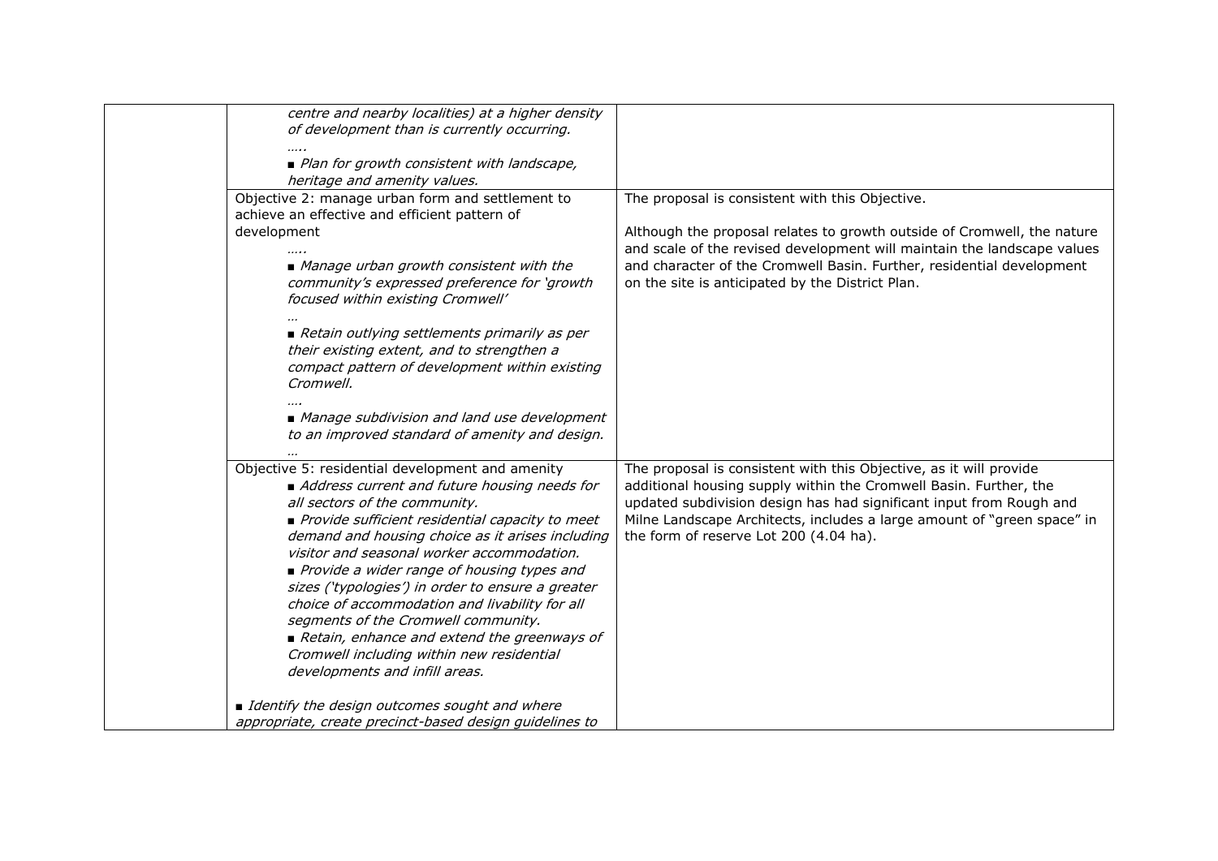| | | |
|---|---|---|
| | *centre and nearby localities) at a higher density of development than is currently occurring.*<br>*…..*<br>■ *Plan for growth consistent with landscape, heritage and amenity values.* | |
| | Objective 2: manage urban form and settlement to achieve an effective and efficient pattern of development<br>*…..*<br>■ *Manage urban growth consistent with the community's expressed preference for 'growth focused within existing Cromwell'*<br>*…*<br>■ *Retain outlying settlements primarily as per their existing extent, and to strengthen a compact pattern of development within existing Cromwell.*<br>*….*<br>■ *Manage subdivision and land use development to an improved standard of amenity and design.*<br>*…* | The proposal is consistent with this Objective.<br><br>Although the proposal relates to growth outside of Cromwell, the nature and scale of the revised development will maintain the landscape values and character of the Cromwell Basin. Further, residential development on the site is anticipated by the District Plan. |
| | Objective 5: residential development and amenity<br>■ *Address current and future housing needs for all sectors of the community.*<br>■ *Provide sufficient residential capacity to meet demand and housing choice as it arises including visitor and seasonal worker accommodation.*<br>■ *Provide a wider range of housing types and sizes ('typologies') in order to ensure a greater choice of accommodation and livability for all segments of the Cromwell community.*<br>■ *Retain, enhance and extend the greenways of Cromwell including within new residential developments and infill areas.*<br><br>■ *Identify the design outcomes sought and where appropriate, create precinct-based design guidelines to* | The proposal is consistent with this Objective, as it will provide additional housing supply within the Cromwell Basin. Further, the updated subdivision design has had significant input from Rough and Milne Landscape Architects, includes a large amount of "green space" in the form of reserve Lot 200 (4.04 ha). |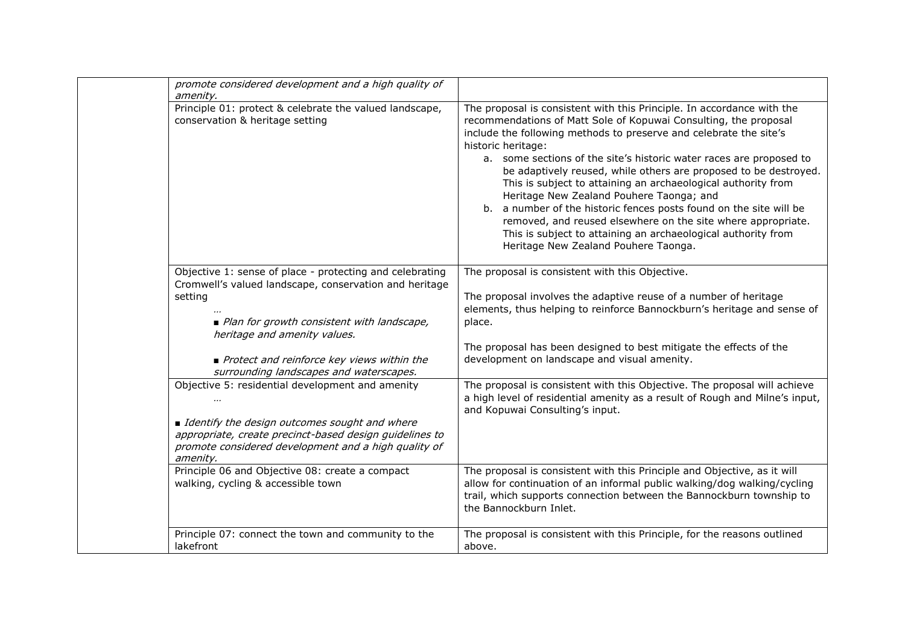| | | |
|---|---|---|
| | *promote considered development and a high quality of amenity.* | |
| | Principle 01: protect & celebrate the valued landscape, conservation & heritage setting | The proposal is consistent with this Principle. In accordance with the recommendations of Matt Sole of Kopuwai Consulting, the proposal include the following methods to preserve and celebrate the site's historic heritage:<br>a. some sections of the site's historic water races are proposed to be adaptively reused, while others are proposed to be destroyed. This is subject to attaining an archaeological authority from Heritage New Zealand Pouhere Taonga; and<br>b. a number of the historic fences posts found on the site will be removed, and reused elsewhere on the site where appropriate. This is subject to attaining an archaeological authority from Heritage New Zealand Pouhere Taonga. |
| | Objective 1: sense of place - protecting and celebrating Cromwell's valued landscape, conservation and heritage setting<br>*…*<br>▪ *Plan for growth consistent with landscape, heritage and amenity values.*<br>▪ *Protect and reinforce key views within the surrounding landscapes and waterscapes.* | The proposal is consistent with this Objective.<br><br>The proposal involves the adaptive reuse of a number of heritage elements, thus helping to reinforce Bannockburn's heritage and sense of place.<br><br>The proposal has been designed to best mitigate the effects of the development on landscape and visual amenity. |
| | Objective 5: residential development and amenity<br>*…*<br>▪ *Identify the design outcomes sought and where appropriate, create precinct-based design guidelines to promote considered development and a high quality of amenity.* | The proposal is consistent with this Objective. The proposal will achieve a high level of residential amenity as a result of Rough and Milne's input, and Kopuwai Consulting's input. |
| | Principle 06 and Objective 08: create a compact walking, cycling & accessible town | The proposal is consistent with this Principle and Objective, as it will allow for continuation of an informal public walking/dog walking/cycling trail, which supports connection between the Bannockburn township to the Bannockburn Inlet. |
| | Principle 07: connect the town and community to the lakefront | The proposal is consistent with this Principle, for the reasons outlined above. |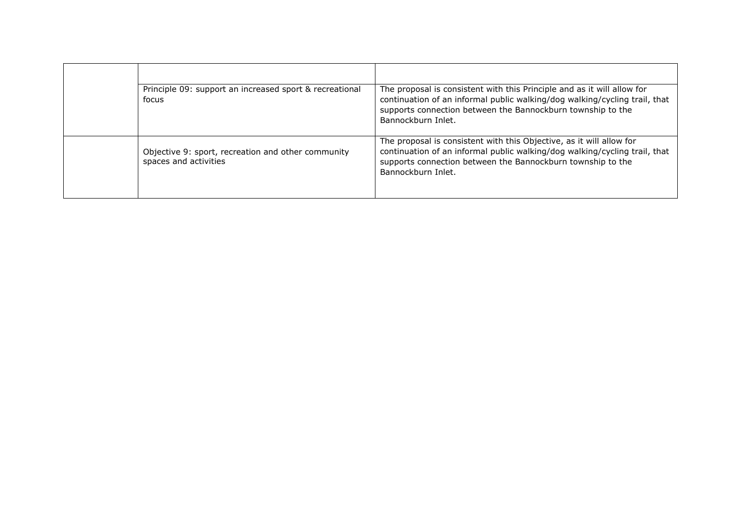| | | |
|---|---|---|
| | | |
| | Principle 09: support an increased sport & recreational focus | The proposal is consistent with this Principle and as it will allow for continuation of an informal public walking/dog walking/cycling trail, that supports connection between the Bannockburn township to the Bannockburn Inlet. |
| | Objective 9: sport, recreation and other community spaces and activities | The proposal is consistent with this Objective, as it will allow for continuation of an informal public walking/dog walking/cycling trail, that supports connection between the Bannockburn township to the Bannockburn Inlet. |